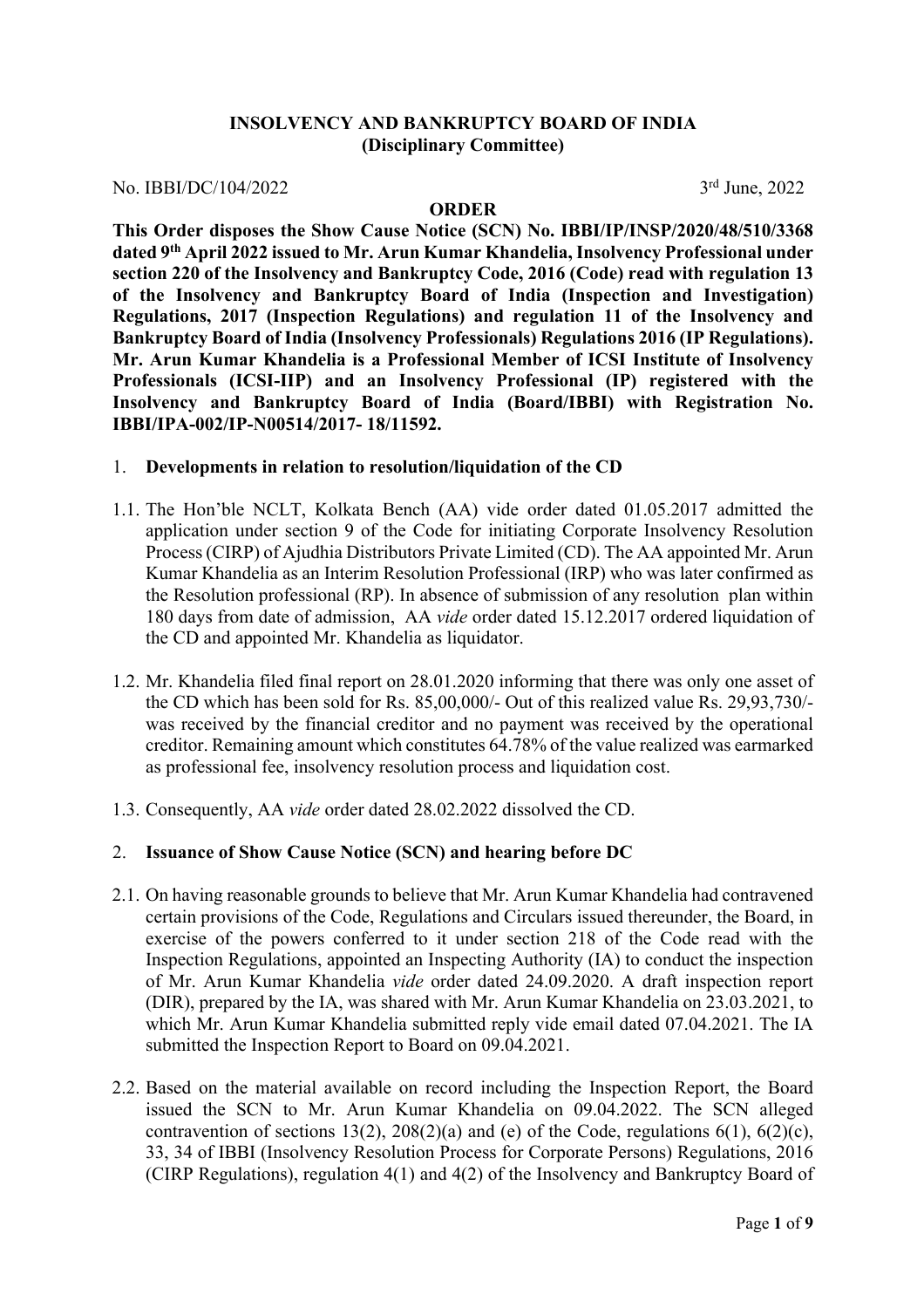**INSOLVENCY AND BANKRUPTCY BOARD OF INDIA**
**(Disciplinary Committee)**

No. IBBI/DC/104/2022 3rd June, 2022

**ORDER**

**This Order disposes the Show Cause Notice (SCN) No. IBBI/IP/INSP/2020/48/510/3368 dated 9th April 2022 issued to Mr. Arun Kumar Khandelia, Insolvency Professional under section 220 of the Insolvency and Bankruptcy Code, 2016 (Code) read with regulation 13 of the Insolvency and Bankruptcy Board of India (Inspection and Investigation) Regulations, 2017 (Inspection Regulations) and regulation 11 of the Insolvency and Bankruptcy Board of India (Insolvency Professionals) Regulations 2016 (IP Regulations). Mr. Arun Kumar Khandelia is a Professional Member of ICSI Institute of Insolvency Professionals (ICSI-IIP) and an Insolvency Professional (IP) registered with the Insolvency and Bankruptcy Board of India (Board/IBBI) with Registration No. IBBI/IPA-002/IP-N00514/2017- 18/11592.**

1. **Developments in relation to resolution/liquidation of the CD**

1.1. The Hon'ble NCLT, Kolkata Bench (AA) vide order dated 01.05.2017 admitted the application under section 9 of the Code for initiating Corporate Insolvency Resolution Process (CIRP) of Ajudhia Distributors Private Limited (CD). The AA appointed Mr. Arun Kumar Khandelia as an Interim Resolution Professional (IRP) who was later confirmed as the Resolution professional (RP). In absence of submission of any resolution plan within 180 days from date of admission, AA *vide* order dated 15.12.2017 ordered liquidation of the CD and appointed Mr. Khandelia as liquidator.

1.2. Mr. Khandelia filed final report on 28.01.2020 informing that there was only one asset of the CD which has been sold for Rs. 85,00,000/- Out of this realized value Rs. 29,93,730/- was received by the financial creditor and no payment was received by the operational creditor. Remaining amount which constitutes 64.78% of the value realized was earmarked as professional fee, insolvency resolution process and liquidation cost.

1.3. Consequently, AA *vide* order dated 28.02.2022 dissolved the CD.

2. **Issuance of Show Cause Notice (SCN) and hearing before DC**

2.1. On having reasonable grounds to believe that Mr. Arun Kumar Khandelia had contravened certain provisions of the Code, Regulations and Circulars issued thereunder, the Board, in exercise of the powers conferred to it under section 218 of the Code read with the Inspection Regulations, appointed an Inspecting Authority (IA) to conduct the inspection of Mr. Arun Kumar Khandelia *vide* order dated 24.09.2020. A draft inspection report (DIR), prepared by the IA, was shared with Mr. Arun Kumar Khandelia on 23.03.2021, to which Mr. Arun Kumar Khandelia submitted reply vide email dated 07.04.2021. The IA submitted the Inspection Report to Board on 09.04.2021.

2.2. Based on the material available on record including the Inspection Report, the Board issued the SCN to Mr. Arun Kumar Khandelia on 09.04.2022. The SCN alleged contravention of sections 13(2), 208(2)(a) and (e) of the Code, regulations 6(1), 6(2)(c), 33, 34 of IBBI (Insolvency Resolution Process for Corporate Persons) Regulations, 2016 (CIRP Regulations), regulation 4(1) and 4(2) of the Insolvency and Bankruptcy Board of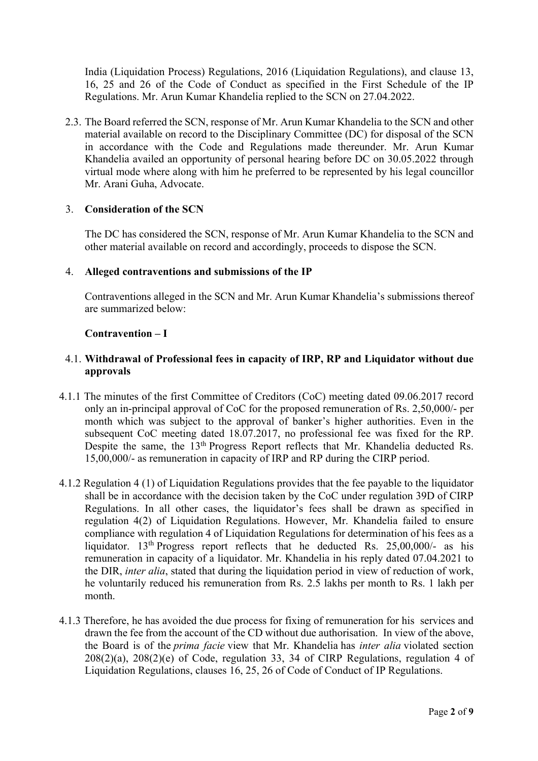India (Liquidation Process) Regulations, 2016 (Liquidation Regulations), and clause 13, 16, 25 and 26 of the Code of Conduct as specified in the First Schedule of the IP Regulations. Mr. Arun Kumar Khandelia replied to the SCN on 27.04.2022.

2.3. The Board referred the SCN, response of Mr. Arun Kumar Khandelia to the SCN and other material available on record to the Disciplinary Committee (DC) for disposal of the SCN in accordance with the Code and Regulations made thereunder. Mr. Arun Kumar Khandelia availed an opportunity of personal hearing before DC on 30.05.2022 through virtual mode where along with him he preferred to be represented by his legal councillor Mr. Arani Guha, Advocate.

3. **Consideration of the SCN**

The DC has considered the SCN, response of Mr. Arun Kumar Khandelia to the SCN and other material available on record and accordingly, proceeds to dispose the SCN.

4. **Alleged contraventions and submissions of the IP**

Contraventions alleged in the SCN and Mr. Arun Kumar Khandelia's submissions thereof are summarized below:

**Contravention – I**

4.1. **Withdrawal of Professional fees in capacity of IRP, RP and Liquidator without due approvals**

4.1.1 The minutes of the first Committee of Creditors (CoC) meeting dated 09.06.2017 record only an in-principal approval of CoC for the proposed remuneration of Rs. 2,50,000/- per month which was subject to the approval of banker's higher authorities. Even in the subsequent CoC meeting dated 18.07.2017, no professional fee was fixed for the RP. Despite the same, the 13th Progress Report reflects that Mr. Khandelia deducted Rs. 15,00,000/- as remuneration in capacity of IRP and RP during the CIRP period.

4.1.2 Regulation 4 (1) of Liquidation Regulations provides that the fee payable to the liquidator shall be in accordance with the decision taken by the CoC under regulation 39D of CIRP Regulations. In all other cases, the liquidator's fees shall be drawn as specified in regulation 4(2) of Liquidation Regulations. However, Mr. Khandelia failed to ensure compliance with regulation 4 of Liquidation Regulations for determination of his fees as a liquidator. 13th Progress report reflects that he deducted Rs. 25,00,000/- as his remuneration in capacity of a liquidator. Mr. Khandelia in his reply dated 07.04.2021 to the DIR, *inter alia*, stated that during the liquidation period in view of reduction of work, he voluntarily reduced his remuneration from Rs. 2.5 lakhs per month to Rs. 1 lakh per month.

4.1.3 Therefore, he has avoided the due process for fixing of remuneration for his services and drawn the fee from the account of the CD without due authorisation. In view of the above, the Board is of the *prima facie* view that Mr. Khandelia has *inter alia* violated section 208(2)(a), 208(2)(e) of Code, regulation 33, 34 of CIRP Regulations, regulation 4 of Liquidation Regulations, clauses 16, 25, 26 of Code of Conduct of IP Regulations.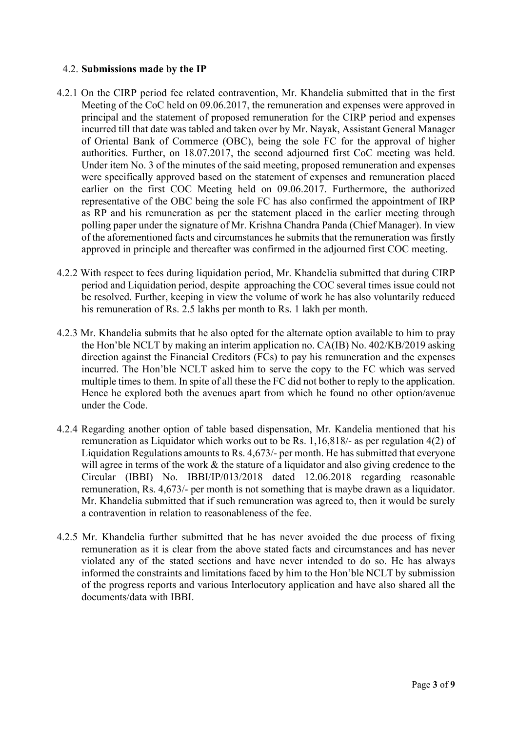4.2. **Submissions made by the IP**

4.2.1 On the CIRP period fee related contravention, Mr. Khandelia submitted that in the first Meeting of the CoC held on 09.06.2017, the remuneration and expenses were approved in principal and the statement of proposed remuneration for the CIRP period and expenses incurred till that date was tabled and taken over by Mr. Nayak, Assistant General Manager of Oriental Bank of Commerce (OBC), being the sole FC for the approval of higher authorities. Further, on 18.07.2017, the second adjourned first CoC meeting was held. Under item No. 3 of the minutes of the said meeting, proposed remuneration and expenses were specifically approved based on the statement of expenses and remuneration placed earlier on the first COC Meeting held on 09.06.2017. Furthermore, the authorized representative of the OBC being the sole FC has also confirmed the appointment of IRP as RP and his remuneration as per the statement placed in the earlier meeting through polling paper under the signature of Mr. Krishna Chandra Panda (Chief Manager). In view of the aforementioned facts and circumstances he submits that the remuneration was firstly approved in principle and thereafter was confirmed in the adjourned first COC meeting.

4.2.2 With respect to fees during liquidation period, Mr. Khandelia submitted that during CIRP period and Liquidation period, despite approaching the COC several times issue could not be resolved. Further, keeping in view the volume of work he has also voluntarily reduced his remuneration of Rs. 2.5 lakhs per month to Rs. 1 lakh per month.

4.2.3 Mr. Khandelia submits that he also opted for the alternate option available to him to pray the Hon'ble NCLT by making an interim application no. CA(IB) No. 402/KB/2019 asking direction against the Financial Creditors (FCs) to pay his remuneration and the expenses incurred. The Hon'ble NCLT asked him to serve the copy to the FC which was served multiple times to them. In spite of all these the FC did not bother to reply to the application. Hence he explored both the avenues apart from which he found no other option/avenue under the Code.

4.2.4 Regarding another option of table based dispensation, Mr. Kandelia mentioned that his remuneration as Liquidator which works out to be Rs. 1,16,818/- as per regulation 4(2) of Liquidation Regulations amounts to Rs. 4,673/- per month. He has submitted that everyone will agree in terms of the work & the stature of a liquidator and also giving credence to the Circular (IBBI) No. IBBI/IP/013/2018 dated 12.06.2018 regarding reasonable remuneration, Rs. 4,673/- per month is not something that is maybe drawn as a liquidator. Mr. Khandelia submitted that if such remuneration was agreed to, then it would be surely a contravention in relation to reasonableness of the fee.

4.2.5 Mr. Khandelia further submitted that he has never avoided the due process of fixing remuneration as it is clear from the above stated facts and circumstances and has never violated any of the stated sections and have never intended to do so. He has always informed the constraints and limitations faced by him to the Hon'ble NCLT by submission of the progress reports and various Interlocutory application and have also shared all the documents/data with IBBI.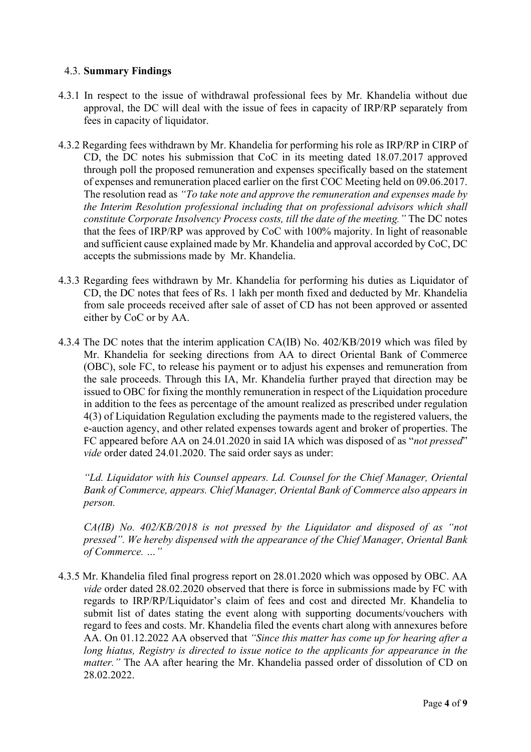### 4.3. **Summary Findings**

4.3.1 In respect to the issue of withdrawal professional fees by Mr. Khandelia without due approval, the DC will deal with the issue of fees in capacity of IRP/RP separately from fees in capacity of liquidator.

4.3.2 Regarding fees withdrawn by Mr. Khandelia for performing his role as IRP/RP in CIRP of CD, the DC notes his submission that CoC in its meeting dated 18.07.2017 approved through poll the proposed remuneration and expenses specifically based on the statement of expenses and remuneration placed earlier on the first COC Meeting held on 09.06.2017. The resolution read as *"To take note and approve the remuneration and expenses made by the Interim Resolution professional including that on professional advisors which shall constitute Corporate Insolvency Process costs, till the date of the meeting."* The DC notes that the fees of IRP/RP was approved by CoC with 100% majority. In light of reasonable and sufficient cause explained made by Mr. Khandelia and approval accorded by CoC, DC accepts the submissions made by Mr. Khandelia.

4.3.3 Regarding fees withdrawn by Mr. Khandelia for performing his duties as Liquidator of CD, the DC notes that fees of Rs. 1 lakh per month fixed and deducted by Mr. Khandelia from sale proceeds received after sale of asset of CD has not been approved or assented either by CoC or by AA.

4.3.4 The DC notes that the interim application CA(IB) No. 402/KB/2019 which was filed by Mr. Khandelia for seeking directions from AA to direct Oriental Bank of Commerce (OBC), sole FC, to release his payment or to adjust his expenses and remuneration from the sale proceeds. Through this IA, Mr. Khandelia further prayed that direction may be issued to OBC for fixing the monthly remuneration in respect of the Liquidation procedure in addition to the fees as percentage of the amount realized as prescribed under regulation 4(3) of Liquidation Regulation excluding the payments made to the registered valuers, the e-auction agency, and other related expenses towards agent and broker of properties. The FC appeared before AA on 24.01.2020 in said IA which was disposed of as "*not pressed*" *vide* order dated 24.01.2020. The said order says as under:

> *"Ld. Liquidator with his Counsel appears. Ld. Counsel for the Chief Manager, Oriental Bank of Commerce, appears. Chief Manager, Oriental Bank of Commerce also appears in person.*
>
> *CA(IB) No. 402/KB/2018 is not pressed by the Liquidator and disposed of as "not pressed". We hereby dispensed with the appearance of the Chief Manager, Oriental Bank of Commerce. …"*

4.3.5 Mr. Khandelia filed final progress report on 28.01.2020 which was opposed by OBC. AA *vide* order dated 28.02.2020 observed that there is force in submissions made by FC with regards to IRP/RP/Liquidator's claim of fees and cost and directed Mr. Khandelia to submit list of dates stating the event along with supporting documents/vouchers with regard to fees and costs. Mr. Khandelia filed the events chart along with annexures before AA. On 01.12.2022 AA observed that *"Since this matter has come up for hearing after a long hiatus, Registry is directed to issue notice to the applicants for appearance in the matter."* The AA after hearing the Mr. Khandelia passed order of dissolution of CD on 28.02.2022.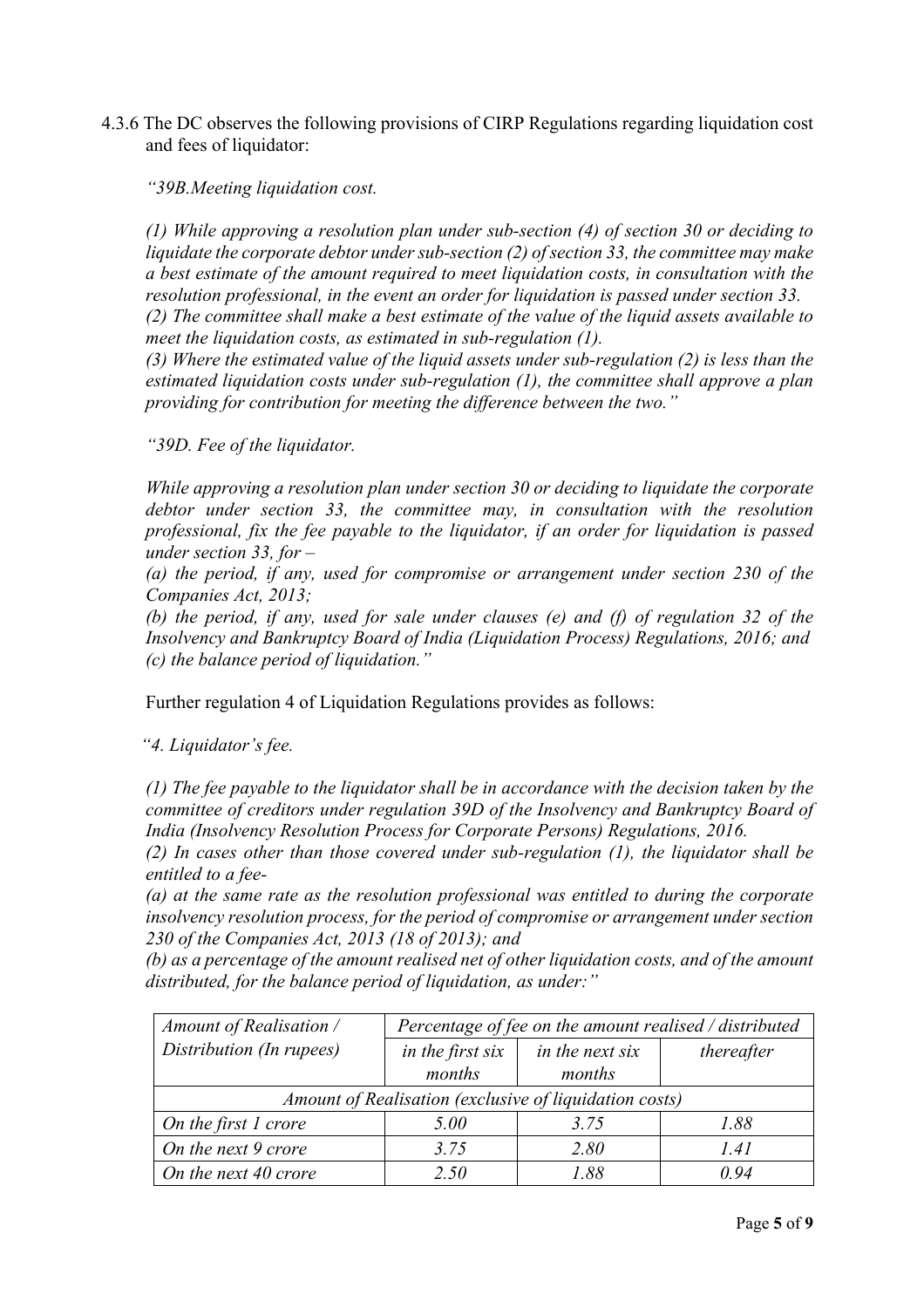4.3.6 The DC observes the following provisions of CIRP Regulations regarding liquidation cost and fees of liquidator:

*"39B.Meeting liquidation cost.*

*(1) While approving a resolution plan under sub-section (4) of section 30 or deciding to liquidate the corporate debtor under sub-section (2) of section 33, the committee may make a best estimate of the amount required to meet liquidation costs, in consultation with the resolution professional, in the event an order for liquidation is passed under section 33.*
*(2) The committee shall make a best estimate of the value of the liquid assets available to meet the liquidation costs, as estimated in sub-regulation (1).*
*(3) Where the estimated value of the liquid assets under sub-regulation (2) is less than the estimated liquidation costs under sub-regulation (1), the committee shall approve a plan providing for contribution for meeting the difference between the two."*

*"39D. Fee of the liquidator.*

*While approving a resolution plan under section 30 or deciding to liquidate the corporate debtor under section 33, the committee may, in consultation with the resolution professional, fix the fee payable to the liquidator, if an order for liquidation is passed under section 33, for –*
*(a) the period, if any, used for compromise or arrangement under section 230 of the Companies Act, 2013;*
*(b) the period, if any, used for sale under clauses (e) and (f) of regulation 32 of the Insolvency and Bankruptcy Board of India (Liquidation Process) Regulations, 2016; and*
*(c) the balance period of liquidation."*

Further regulation 4 of Liquidation Regulations provides as follows:

*"4. Liquidator's fee.*

*(1) The fee payable to the liquidator shall be in accordance with the decision taken by the committee of creditors under regulation 39D of the Insolvency and Bankruptcy Board of India (Insolvency Resolution Process for Corporate Persons) Regulations, 2016.*
*(2) In cases other than those covered under sub-regulation (1), the liquidator shall be entitled to a fee-*
*(a) at the same rate as the resolution professional was entitled to during the corporate insolvency resolution process, for the period of compromise or arrangement under section 230 of the Companies Act, 2013 (18 of 2013); and*
*(b) as a percentage of the amount realised net of other liquidation costs, and of the amount distributed, for the balance period of liquidation, as under:"*

| *Amount of Realisation / Distribution (In rupees)* | *Percentage of fee on the amount realised / distributed* | | |
|---|---|---|---|
| | *in the first six months* | *in the next six months* | *thereafter* |
| *Amount of Realisation (exclusive of liquidation costs)* | | | |
| *On the first 1 crore* | *5.00* | *3.75* | *1.88* |
| *On the next 9 crore* | *3.75* | *2.80* | *1.41* |
| *On the next 40 crore* | *2.50* | *1.88* | *0.94* |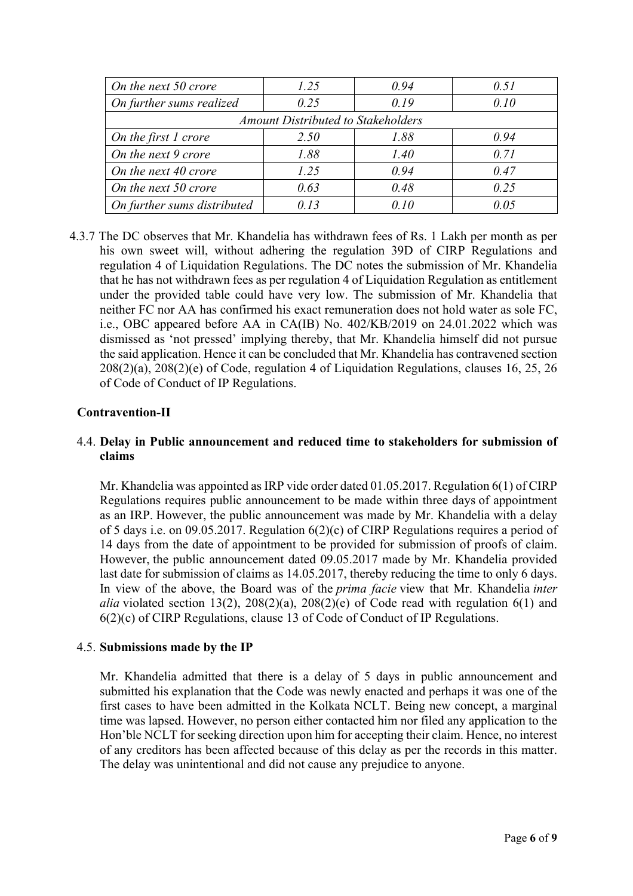| *On the next 50 crore* | *1.25* | *0.94* | *0.51* |
|---|---|---|---|
| *On further sums realized* | *0.25* | *0.19* | *0.10* |
| *Amount Distributed to Stakeholders* | | | |
| *On the first 1 crore* | *2.50* | *1.88* | *0.94* |
| *On the next 9 crore* | *1.88* | *1.40* | *0.71* |
| *On the next 40 crore* | *1.25* | *0.94* | *0.47* |
| *On the next 50 crore* | *0.63* | *0.48* | *0.25* |
| *On further sums distributed* | *0.13* | *0.10* | *0.05* |

4.3.7 The DC observes that Mr. Khandelia has withdrawn fees of Rs. 1 Lakh per month as per his own sweet will, without adhering the regulation 39D of CIRP Regulations and regulation 4 of Liquidation Regulations. The DC notes the submission of Mr. Khandelia that he has not withdrawn fees as per regulation 4 of Liquidation Regulation as entitlement under the provided table could have very low. The submission of Mr. Khandelia that neither FC nor AA has confirmed his exact remuneration does not hold water as sole FC, i.e., OBC appeared before AA in CA(IB) No. 402/KB/2019 on 24.01.2022 which was dismissed as 'not pressed' implying thereby, that Mr. Khandelia himself did not pursue the said application. Hence it can be concluded that Mr. Khandelia has contravened section 208(2)(a), 208(2)(e) of Code, regulation 4 of Liquidation Regulations, clauses 16, 25, 26 of Code of Conduct of IP Regulations.

**Contravention-II**

4.4. **Delay in Public announcement and reduced time to stakeholders for submission of claims**

Mr. Khandelia was appointed as IRP vide order dated 01.05.2017. Regulation 6(1) of CIRP Regulations requires public announcement to be made within three days of appointment as an IRP. However, the public announcement was made by Mr. Khandelia with a delay of 5 days i.e. on 09.05.2017. Regulation 6(2)(c) of CIRP Regulations requires a period of 14 days from the date of appointment to be provided for submission of proofs of claim. However, the public announcement dated 09.05.2017 made by Mr. Khandelia provided last date for submission of claims as 14.05.2017, thereby reducing the time to only 6 days. In view of the above, the Board was of the *prima facie* view that Mr. Khandelia *inter alia* violated section 13(2), 208(2)(a), 208(2)(e) of Code read with regulation 6(1) and 6(2)(c) of CIRP Regulations, clause 13 of Code of Conduct of IP Regulations.

4.5. **Submissions made by the IP**

Mr. Khandelia admitted that there is a delay of 5 days in public announcement and submitted his explanation that the Code was newly enacted and perhaps it was one of the first cases to have been admitted in the Kolkata NCLT. Being new concept, a marginal time was lapsed. However, no person either contacted him nor filed any application to the Hon'ble NCLT for seeking direction upon him for accepting their claim. Hence, no interest of any creditors has been affected because of this delay as per the records in this matter. The delay was unintentional and did not cause any prejudice to anyone.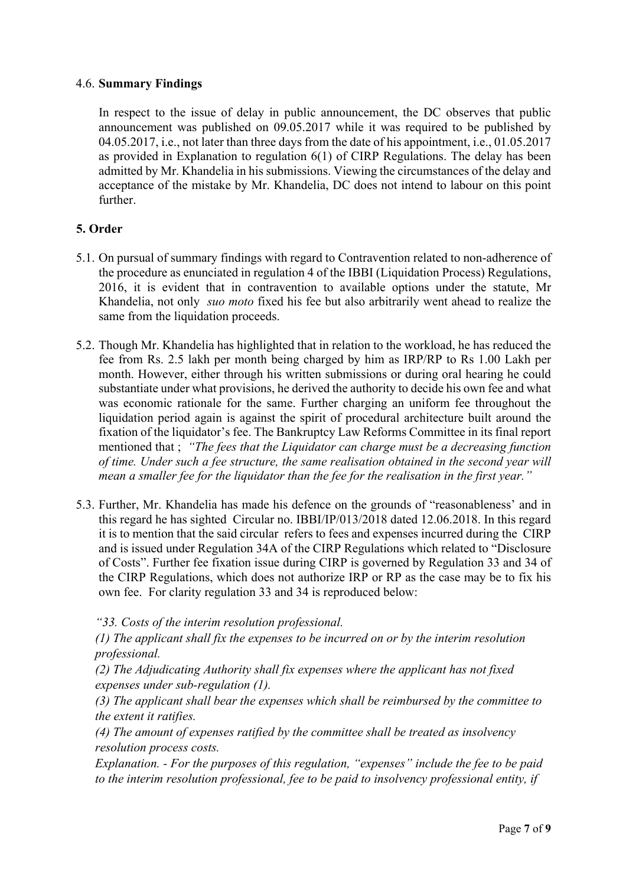### 4.6. **Summary Findings**

In respect to the issue of delay in public announcement, the DC observes that public announcement was published on 09.05.2017 while it was required to be published by 04.05.2017, i.e., not later than three days from the date of his appointment, i.e., 01.05.2017 as provided in Explanation to regulation 6(1) of CIRP Regulations. The delay has been admitted by Mr. Khandelia in his submissions. Viewing the circumstances of the delay and acceptance of the mistake by Mr. Khandelia, DC does not intend to labour on this point further.

## **5. Order**

5.1. On pursual of summary findings with regard to Contravention related to non-adherence of the procedure as enunciated in regulation 4 of the IBBI (Liquidation Process) Regulations, 2016, it is evident that in contravention to available options under the statute, Mr Khandelia, not only *suo moto* fixed his fee but also arbitrarily went ahead to realize the same from the liquidation proceeds.

5.2. Though Mr. Khandelia has highlighted that in relation to the workload, he has reduced the fee from Rs. 2.5 lakh per month being charged by him as IRP/RP to Rs 1.00 Lakh per month. However, either through his written submissions or during oral hearing he could substantiate under what provisions, he derived the authority to decide his own fee and what was economic rationale for the same. Further charging an uniform fee throughout the liquidation period again is against the spirit of procedural architecture built around the fixation of the liquidator's fee. The Bankruptcy Law Reforms Committee in its final report mentioned that ; *"The fees that the Liquidator can charge must be a decreasing function of time. Under such a fee structure, the same realisation obtained in the second year will mean a smaller fee for the liquidator than the fee for the realisation in the first year."*

5.3. Further, Mr. Khandelia has made his defence on the grounds of "reasonableness' and in this regard he has sighted Circular no. IBBI/IP/013/2018 dated 12.06.2018. In this regard it is to mention that the said circular refers to fees and expenses incurred during the CIRP and is issued under Regulation 34A of the CIRP Regulations which related to "Disclosure of Costs". Further fee fixation issue during CIRP is governed by Regulation 33 and 34 of the CIRP Regulations, which does not authorize IRP or RP as the case may be to fix his own fee. For clarity regulation 33 and 34 is reproduced below:

*"33. Costs of the interim resolution professional.*

*(1) The applicant shall fix the expenses to be incurred on or by the interim resolution professional.*

*(2) The Adjudicating Authority shall fix expenses where the applicant has not fixed expenses under sub-regulation (1).*

*(3) The applicant shall bear the expenses which shall be reimbursed by the committee to the extent it ratifies.*

*(4) The amount of expenses ratified by the committee shall be treated as insolvency resolution process costs.*

*Explanation. - For the purposes of this regulation, "expenses" include the fee to be paid to the interim resolution professional, fee to be paid to insolvency professional entity, if*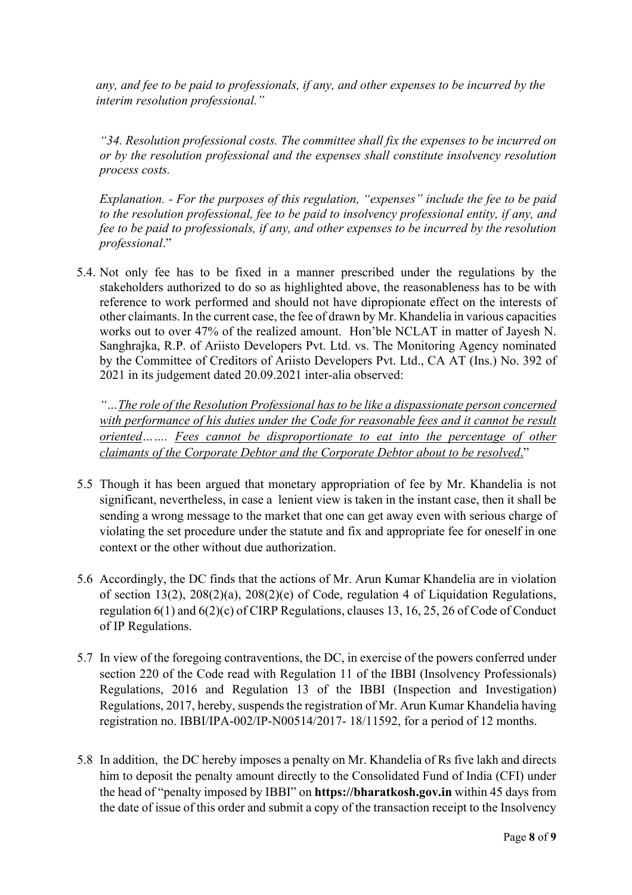*any, and fee to be paid to professionals, if any, and other expenses to be incurred by the interim resolution professional."*

*"34. Resolution professional costs. The committee shall fix the expenses to be incurred on or by the resolution professional and the expenses shall constitute insolvency resolution process costs.*

*Explanation. - For the purposes of this regulation, "expenses" include the fee to be paid to the resolution professional, fee to be paid to insolvency professional entity, if any, and fee to be paid to professionals, if any, and other expenses to be incurred by the resolution professional*."

5.4. Not only fee has to be fixed in a manner prescribed under the regulations by the stakeholders authorized to do so as highlighted above, the reasonableness has to be with reference to work performed and should not have dipropionate effect on the interests of other claimants. In the current case, the fee of drawn by Mr. Khandelia in various capacities works out to over 47% of the realized amount. Hon'ble NCLAT in matter of Jayesh N. Sanghrajka, R.P. of Ariisto Developers Pvt. Ltd. vs. The Monitoring Agency nominated by the Committee of Creditors of Ariisto Developers Pvt. Ltd., CA AT (Ins.) No. 392 of 2021 in its judgement dated 20.09.2021 inter-alia observed:

*"…<u>The role of the Resolution Professional has to be like a dispassionate person concerned with performance of his duties under the Code for reasonable fees and it cannot be result oriented</u>……. <u>Fees cannot be disproportionate to eat into the percentage of other claimants of the Corporate Debtor and the Corporate Debtor about to be resolved</u>."*

5.5 Though it has been argued that monetary appropriation of fee by Mr. Khandelia is not significant, nevertheless, in case a lenient view is taken in the instant case, then it shall be sending a wrong message to the market that one can get away even with serious charge of violating the set procedure under the statute and fix and appropriate fee for oneself in one context or the other without due authorization.

5.6 Accordingly, the DC finds that the actions of Mr. Arun Kumar Khandelia are in violation of section 13(2), 208(2)(a), 208(2)(e) of Code, regulation 4 of Liquidation Regulations, regulation 6(1) and 6(2)(c) of CIRP Regulations, clauses 13, 16, 25, 26 of Code of Conduct of IP Regulations.

5.7 In view of the foregoing contraventions, the DC, in exercise of the powers conferred under section 220 of the Code read with Regulation 11 of the IBBI (Insolvency Professionals) Regulations, 2016 and Regulation 13 of the IBBI (Inspection and Investigation) Regulations, 2017, hereby, suspends the registration of Mr. Arun Kumar Khandelia having registration no. IBBI/IPA-002/IP-N00514/2017- 18/11592, for a period of 12 months.

5.8 In addition, the DC hereby imposes a penalty on Mr. Khandelia of Rs five lakh and directs him to deposit the penalty amount directly to the Consolidated Fund of India (CFI) under the head of "penalty imposed by IBBI" on **https://bharatkosh.gov.in** within 45 days from the date of issue of this order and submit a copy of the transaction receipt to the Insolvency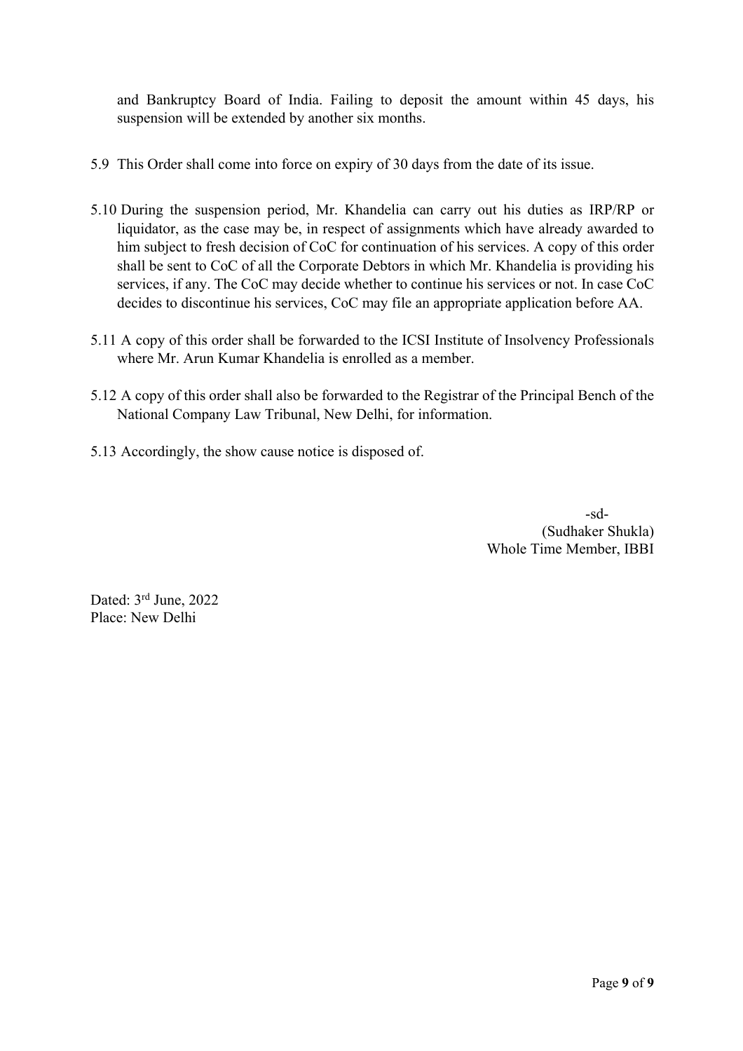and Bankruptcy Board of India. Failing to deposit the amount within 45 days, his suspension will be extended by another six months.

5.9 This Order shall come into force on expiry of 30 days from the date of its issue.

5.10 During the suspension period, Mr. Khandelia can carry out his duties as IRP/RP or liquidator, as the case may be, in respect of assignments which have already awarded to him subject to fresh decision of CoC for continuation of his services. A copy of this order shall be sent to CoC of all the Corporate Debtors in which Mr. Khandelia is providing his services, if any. The CoC may decide whether to continue his services or not. In case CoC decides to discontinue his services, CoC may file an appropriate application before AA.

5.11 A copy of this order shall be forwarded to the ICSI Institute of Insolvency Professionals where Mr. Arun Kumar Khandelia is enrolled as a member.

5.12 A copy of this order shall also be forwarded to the Registrar of the Principal Bench of the National Company Law Tribunal, New Delhi, for information.

5.13 Accordingly, the show cause notice is disposed of.

-sd-
(Sudhaker Shukla)
Whole Time Member, IBBI

Dated: 3rd June, 2022
Place: New Delhi